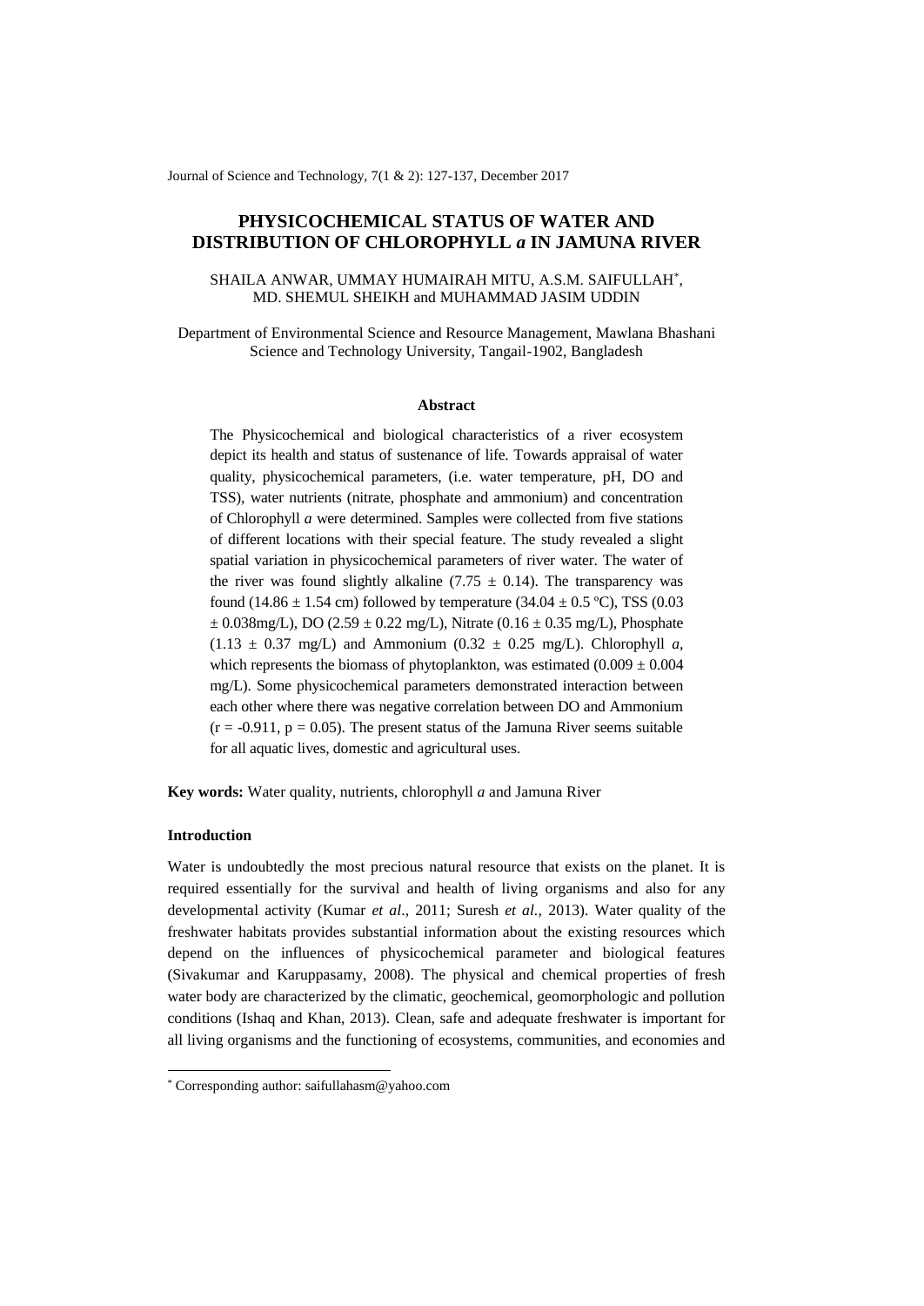# PHYSICOCHEMICAL STATUS OF WATER AND DISTRIBUTION OF CHLOROPHYLL *a* IN JAMUNA RIVER

SHAILA ANWAR, UMMAY HUMAIRAH MITU, A.S.M. SAIFULLAH[*], MD. SHEMUL SHEIKH and MUHAMMAD JASIM UDDIN

Department of Environmental Science and Resource Management, Mawlana Bhashani Science and Technology University, Tangail-1902, Bangladesh

## Abstract

The Physicochemical and biological characteristics of a river ecosystem depict its health and status of sustenance of life. Towards appraisal of water quality, physicochemical parameters, (i.e. water temperature, pH, DO and TSS), water nutrients (nitrate, phosphate and ammonium) and concentration of Chlorophyll *a* were determined. Samples were collected from five stations of different locations with their special feature. The study revealed a slight spatial variation in physicochemical parameters of river water. The water of the river was found slightly alkaline ($7.75 \pm 0.14$). The transparency was found ($14.86 \pm 1.54$ cm) followed by temperature ($34.04 \pm 0.5$ ºC), TSS ($0.03 \pm 0.038$mg/L), DO ($2.59 \pm 0.22$ mg/L), Nitrate ($0.16 \pm 0.35$ mg/L), Phosphate ($1.13 \pm 0.37$ mg/L) and Ammonium ($0.32 \pm 0.25$ mg/L). Chlorophyll *a*, which represents the biomass of phytoplankton, was estimated ($0.009 \pm 0.004$ mg/L). Some physicochemical parameters demonstrated interaction between each other where there was negative correlation between DO and Ammonium ($r = -0.911$, $p = 0.05$). The present status of the Jamuna River seems suitable for all aquatic lives, domestic and agricultural uses.

**Key words:** Water quality, nutrients, chlorophyll *a* and Jamuna River

### Introduction

Water is undoubtedly the most precious natural resource that exists on the planet. It is required essentially for the survival and health of living organisms and also for any developmental activity (Kumar *et al*., 2011; Suresh *et al.,* 2013). Water quality of the freshwater habitats provides substantial information about the existing resources which depend on the influences of physicochemical parameter and biological features (Sivakumar and Karuppasamy, 2008). The physical and chemical properties of fresh water body are characterized by the climatic, geochemical, geomorphologic and pollution conditions (Ishaq and Khan, 2013). Clean, safe and adequate freshwater is important for all living organisms and the functioning of ecosystems, communities, and economies and

[*] Corresponding author: saifullahasm@yahoo.com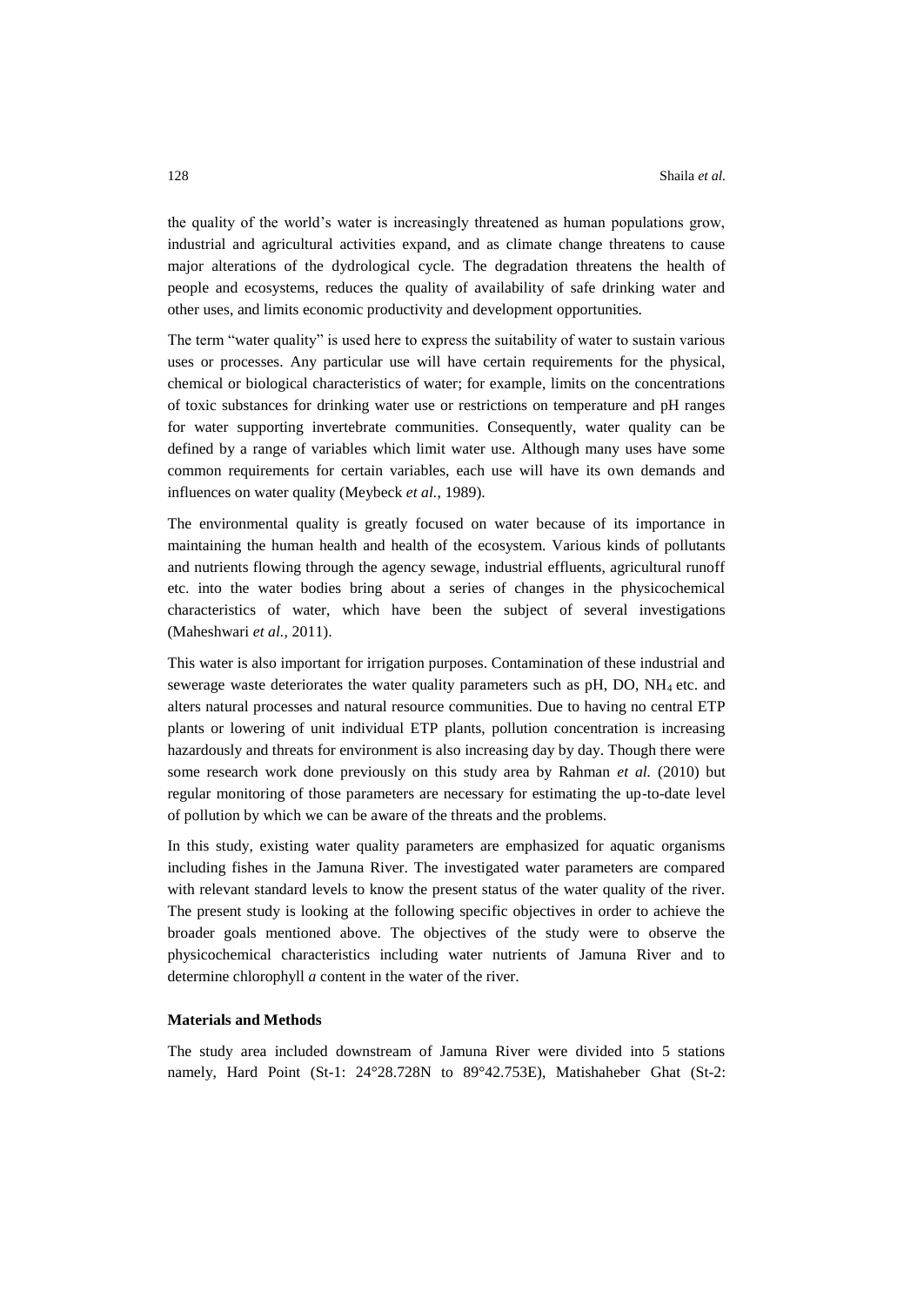the quality of the world's water is increasingly threatened as human populations grow, industrial and agricultural activities expand, and as climate change threatens to cause major alterations of the dydrological cycle. The degradation threatens the health of people and ecosystems, reduces the quality of availability of safe drinking water and other uses, and limits economic productivity and development opportunities.

The term "water quality" is used here to express the suitability of water to sustain various uses or processes. Any particular use will have certain requirements for the physical, chemical or biological characteristics of water; for example, limits on the concentrations of toxic substances for drinking water use or restrictions on temperature and pH ranges for water supporting invertebrate communities. Consequently, water quality can be defined by a range of variables which limit water use. Although many uses have some common requirements for certain variables, each use will have its own demands and influences on water quality (Meybeck *et al.*, 1989).

The environmental quality is greatly focused on water because of its importance in maintaining the human health and health of the ecosystem. Various kinds of pollutants and nutrients flowing through the agency sewage, industrial effluents, agricultural runoff etc. into the water bodies bring about a series of changes in the physicochemical characteristics of water, which have been the subject of several investigations (Maheshwari *et al.*, 2011).

This water is also important for irrigation purposes. Contamination of these industrial and sewerage waste deteriorates the water quality parameters such as pH, DO, $NH_4$ etc. and alters natural processes and natural resource communities. Due to having no central ETP plants or lowering of unit individual ETP plants, pollution concentration is increasing hazardously and threats for environment is also increasing day by day. Though there were some research work done previously on this study area by Rahman *et al.* (2010) but regular monitoring of those parameters are necessary for estimating the up-to-date level of pollution by which we can be aware of the threats and the problems.

In this study, existing water quality parameters are emphasized for aquatic organisms including fishes in the Jamuna River. The investigated water parameters are compared with relevant standard levels to know the present status of the water quality of the river. The present study is looking at the following specific objectives in order to achieve the broader goals mentioned above. The objectives of the study were to observe the physicochemical characteristics including water nutrients of Jamuna River and to determine chlorophyll *a* content in the water of the river.

## Materials and Methods

The study area included downstream of Jamuna River were divided into 5 stations namely, Hard Point (St-1: 24°28.728N to 89°42.753E), Matishaheber Ghat (St-2: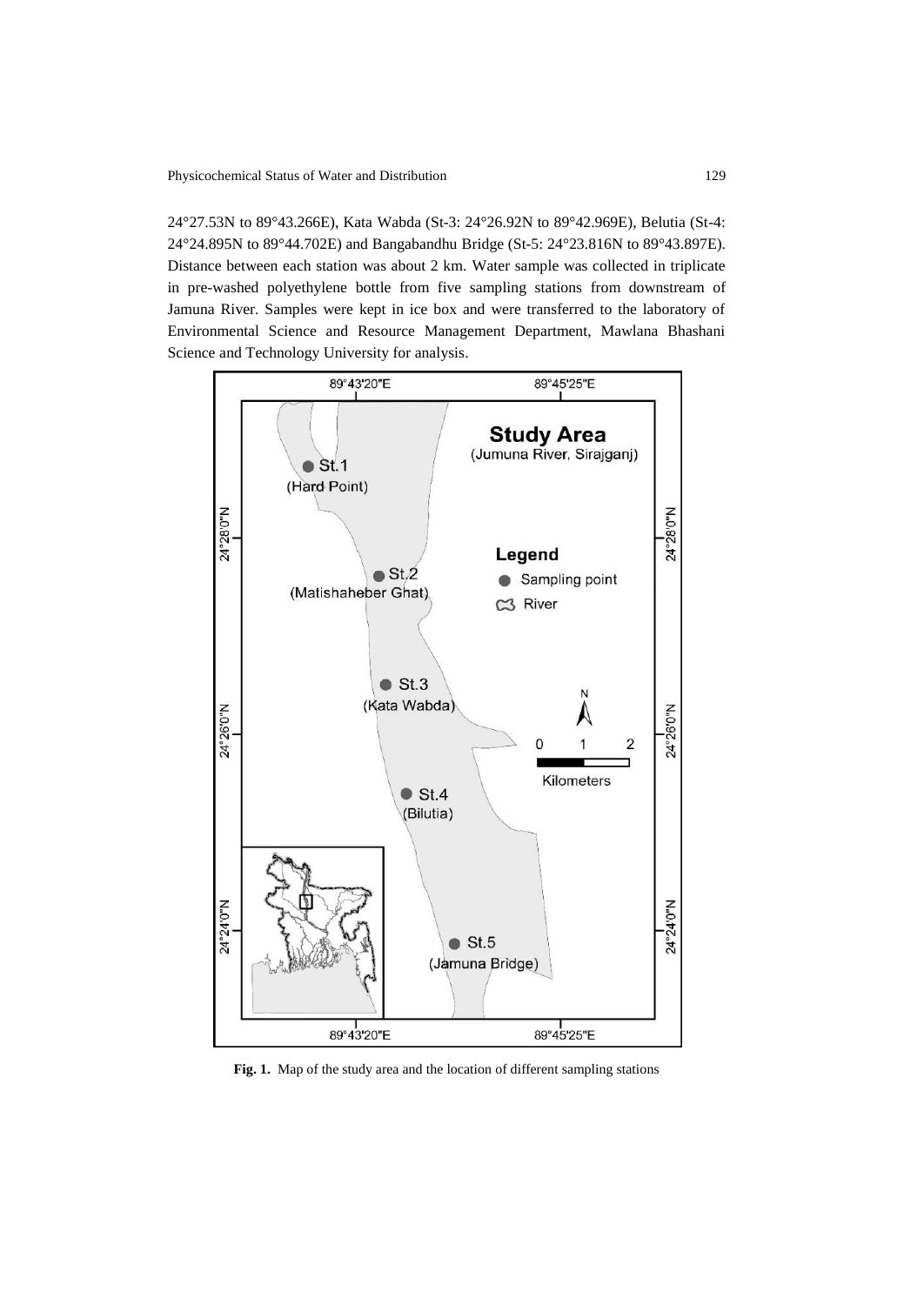24°27.53N to 89°43.266E), Kata Wabda (St-3: 24°26.92N to 89°42.969E), Belutia (St-4: 24°24.895N to 89°44.702E) and Bangabandhu Bridge (St-5: 24°23.816N to 89°43.897E). Distance between each station was about 2 km. Water sample was collected in triplicate in pre-washed polyethylene bottle from five sampling stations from downstream of Jamuna River. Samples were kept in ice box and were transferred to the laboratory of Environmental Science and Resource Management Department, Mawlana Bhashani Science and Technology University for analysis.

**Fig. 1.** Map of the study area and the location of different sampling stations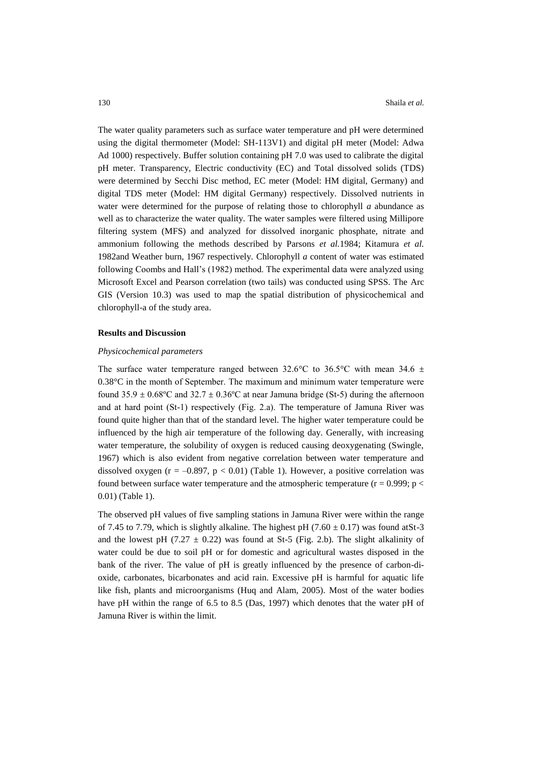The water quality parameters such as surface water temperature and pH were determined using the digital thermometer (Model: SH-113V1) and digital pH meter (Model: Adwa Ad 1000) respectively. Buffer solution containing pH 7.0 was used to calibrate the digital pH meter. Transparency, Electric conductivity (EC) and Total dissolved solids (TDS) were determined by Secchi Disc method, EC meter (Model: HM digital, Germany) and digital TDS meter (Model: HM digital Germany) respectively. Dissolved nutrients in water were determined for the purpose of relating those to chlorophyll *a* abundance as well as to characterize the water quality. The water samples were filtered using Millipore filtering system (MFS) and analyzed for dissolved inorganic phosphate, nitrate and ammonium following the methods described by Parsons *et al.*1984; Kitamura *et al.* 1982and Weather burn, 1967 respectively. Chlorophyll *a* content of water was estimated following Coombs and Hall's (1982) method. The experimental data were analyzed using Microsoft Excel and Pearson correlation (two tails) was conducted using SPSS. The Arc GIS (Version 10.3) was used to map the spatial distribution of physicochemical and chlorophyll-a of the study area.

**Results and Discussion**

*Physicochemical parameters*

The surface water temperature ranged between 32.6°C to 36.5°C with mean 34.6 ± 0.38°C in the month of September. The maximum and minimum water temperature were found 35.9 ± 0.68ºC and 32.7 ± 0.36ºC at near Jamuna bridge (St-5) during the afternoon and at hard point (St-1) respectively (Fig. 2.a). The temperature of Jamuna River was found quite higher than that of the standard level. The higher water temperature could be influenced by the high air temperature of the following day. Generally, with increasing water temperature, the solubility of oxygen is reduced causing deoxygenating (Swingle, 1967) which is also evident from negative correlation between water temperature and dissolved oxygen ($r = -0.897$, $p < 0.01$) (Table 1). However, a positive correlation was found between surface water temperature and the atmospheric temperature ($r = 0.999$; $p < 0.01$) (Table 1).

The observed pH values of five sampling stations in Jamuna River were within the range of 7.45 to 7.79, which is slightly alkaline. The highest pH (7.60 ± 0.17) was found atSt-3 and the lowest pH (7.27 ± 0.22) was found at St-5 (Fig. 2.b). The slight alkalinity of water could be due to soil pH or for domestic and agricultural wastes disposed in the bank of the river. The value of pH is greatly influenced by the presence of carbon-di-oxide, carbonates, bicarbonates and acid rain. Excessive pH is harmful for aquatic life like fish, plants and microorganisms (Huq and Alam, 2005). Most of the water bodies have pH within the range of 6.5 to 8.5 (Das, 1997) which denotes that the water pH of Jamuna River is within the limit.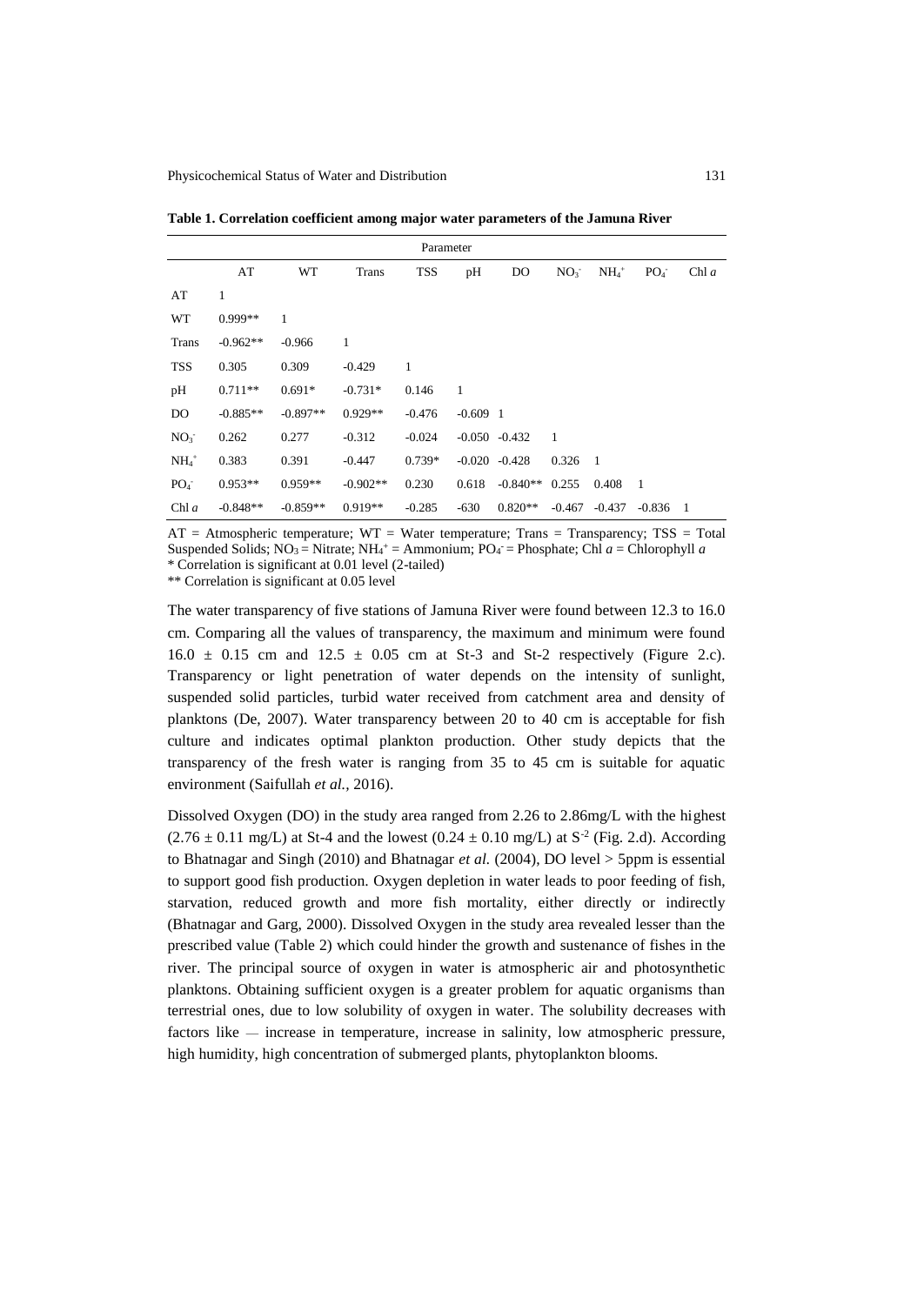**Table 1. Correlation coefficient among major water parameters of the Jamuna River**

| | Parameter | | | | | | | | | |
|---|---|---|---|---|---|---|---|---|---|---|
| | AT | WT | Trans | TSS | pH | DO | $NO_3^-$ | $NH_4^+$ | $PO_4^-$ | Chl *a* |
| AT | 1 | | | | | | | | | |
| WT | 0.999** | 1 | | | | | | | | |
| Trans | -0.962** | -0.966 | 1 | | | | | | | |
| TSS | 0.305 | 0.309 | -0.429 | 1 | | | | | | |
| pH | 0.711** | 0.691* | -0.731* | 0.146 | 1 | | | | | |
| DO | -0.885** | -0.897** | 0.929** | -0.476 | -0.609 | 1 | | | | |
| $NO_3^-$ | 0.262 | 0.277 | -0.312 | -0.024 | -0.050 | -0.432 | 1 | | | |
| $NH_4^+$ | 0.383 | 0.391 | -0.447 | 0.739* | -0.020 | -0.428 | 0.326 | 1 | | |
| $PO_4^-$ | 0.953** | 0.959** | -0.902** | 0.230 | 0.618 | -0.840** | 0.255 | 0.408 | 1 | |
| Chl *a* | -0.848** | -0.859** | 0.919** | -0.285 | -630 | 0.820** | -0.467 | -0.437 | -0.836 | 1 |

AT = Atmospheric temperature; WT = Water temperature; Trans = Transparency; TSS = Total Suspended Solids; $NO_3$ = Nitrate; $NH_4^+$ = Ammonium; $PO_4^-$ = Phosphate; Chl *a* = Chlorophyll *a*
* Correlation is significant at 0.01 level (2-tailed)
** Correlation is significant at 0.05 level

The water transparency of five stations of Jamuna River were found between 12.3 to 16.0 cm. Comparing all the values of transparency, the maximum and minimum were found $16.0 \pm 0.15$ cm and $12.5 \pm 0.05$ cm at St-3 and St-2 respectively (Figure 2.c). Transparency or light penetration of water depends on the intensity of sunlight, suspended solid particles, turbid water received from catchment area and density of planktons (De, 2007). Water transparency between 20 to 40 cm is acceptable for fish culture and indicates optimal plankton production. Other study depicts that the transparency of the fresh water is ranging from 35 to 45 cm is suitable for aquatic environment (Saifullah *et al.,* 2016).

Dissolved Oxygen (DO) in the study area ranged from 2.26 to 2.86mg/L with the highest ($2.76 \pm 0.11$ mg/L) at St-4 and the lowest ($0.24 \pm 0.10$ mg/L) at $S^{-2}$ (Fig. 2.d). According to Bhatnagar and Singh (2010) and Bhatnagar *et al.* (2004), DO level > 5ppm is essential to support good fish production. Oxygen depletion in water leads to poor feeding of fish, starvation, reduced growth and more fish mortality, either directly or indirectly (Bhatnagar and Garg, 2000). Dissolved Oxygen in the study area revealed lesser than the prescribed value (Table 2) which could hinder the growth and sustenance of fishes in the river. The principal source of oxygen in water is atmospheric air and photosynthetic planktons. Obtaining sufficient oxygen is a greater problem for aquatic organisms than terrestrial ones, due to low solubility of oxygen in water. The solubility decreases with factors like — increase in temperature, increase in salinity, low atmospheric pressure, high humidity, high concentration of submerged plants, phytoplankton blooms.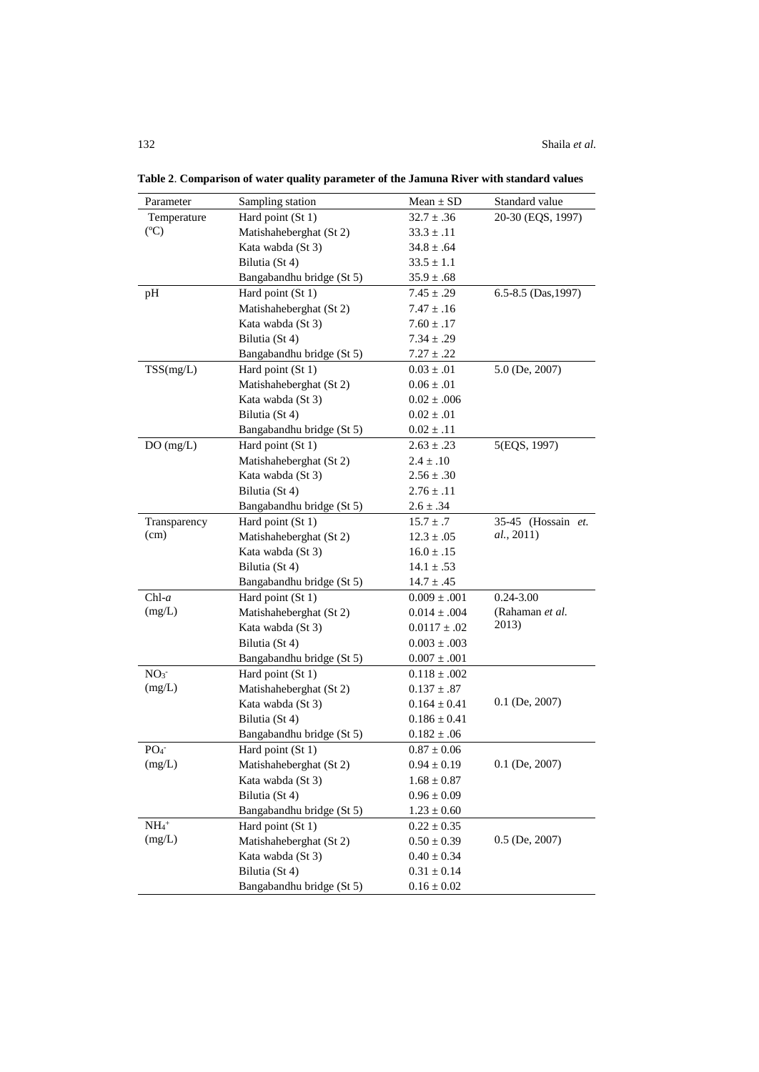**Table 2. Comparison of water quality parameter of the Jamuna River with standard values**

| Parameter | Sampling station | Mean ± SD | Standard value |
|---|---|---|---|
| Temperature (°C) | Hard point (St 1) | 32.7 ± .36 | 20-30 (EQS, 1997) |
| | Matishaheberghat (St 2) | 33.3 ± .11 | |
| | Kata wabda (St 3) | 34.8 ± .64 | |
| | Bilutia (St 4) | 33.5 ± 1.1 | |
| | Bangabandhu bridge (St 5) | 35.9 ± .68 | |
| pH | Hard point (St 1) | 7.45 ± .29 | 6.5-8.5 (Das,1997) |
| | Matishaheberghat (St 2) | 7.47 ± .16 | |
| | Kata wabda (St 3) | 7.60 ± .17 | |
| | Bilutia (St 4) | 7.34 ± .29 | |
| | Bangabandhu bridge (St 5) | 7.27 ± .22 | |
| TSS(mg/L) | Hard point (St 1) | 0.03 ± .01 | 5.0 (De, 2007) |
| | Matishaheberghat (St 2) | 0.06 ± .01 | |
| | Kata wabda (St 3) | 0.02 ± .006 | |
| | Bilutia (St 4) | 0.02 ± .01 | |
| | Bangabandhu bridge (St 5) | 0.02 ± .11 | |
| DO (mg/L) | Hard point (St 1) | 2.63 ± .23 | 5(EQS, 1997) |
| | Matishaheberghat (St 2) | 2.4 ± .10 | |
| | Kata wabda (St 3) | 2.56 ± .30 | |
| | Bilutia (St 4) | 2.76 ± .11 | |
| | Bangabandhu bridge (St 5) | 2.6 ± .34 | |
| Transparency (cm) | Hard point (St 1) | 15.7 ± .7 | 35-45 (Hossain *et. al.*, 2011) |
| | Matishaheberghat (St 2) | 12.3 ± .05 | |
| | Kata wabda (St 3) | 16.0 ± .15 | |
| | Bilutia (St 4) | 14.1 ± .53 | |
| | Bangabandhu bridge (St 5) | 14.7 ± .45 | |
| Chl-*a* (mg/L) | Hard point (St 1) | 0.009 ± .001 | 0.24-3.00 (Rahaman *et al.* 2013) |
| | Matishaheberghat (St 2) | 0.014 ± .004 | |
| | Kata wabda (St 3) | 0.0117 ± .02 | |
| | Bilutia (St 4) | 0.003 ± .003 | |
| | Bangabandhu bridge (St 5) | 0.007 ± .001 | |
| $NO_3^-$ (mg/L) | Hard point (St 1) | 0.118 ± .002 | 0.1 (De, 2007) |
| | Matishaheberghat (St 2) | 0.137 ± .87 | |
| | Kata wabda (St 3) | 0.164 ± 0.41 | |
| | Bilutia (St 4) | 0.186 ± 0.41 | |
| | Bangabandhu bridge (St 5) | 0.182 ± .06 | |
| $PO_4^-$ (mg/L) | Hard point (St 1) | 0.87 ± 0.06 | 0.1 (De, 2007) |
| | Matishaheberghat (St 2) | 0.94 ± 0.19 | |
| | Kata wabda (St 3) | 1.68 ± 0.87 | |
| | Bilutia (St 4) | 0.96 ± 0.09 | |
| | Bangabandhu bridge (St 5) | 1.23 ± 0.60 | |
| $NH_4^+$ (mg/L) | Hard point (St 1) | 0.22 ± 0.35 | 0.5 (De, 2007) |
| | Matishaheberghat (St 2) | 0.50 ± 0.39 | |
| | Kata wabda (St 3) | 0.40 ± 0.34 | |
| | Bilutia (St 4) | 0.31 ± 0.14 | |
| | Bangabandhu bridge (St 5) | 0.16 ± 0.02 | |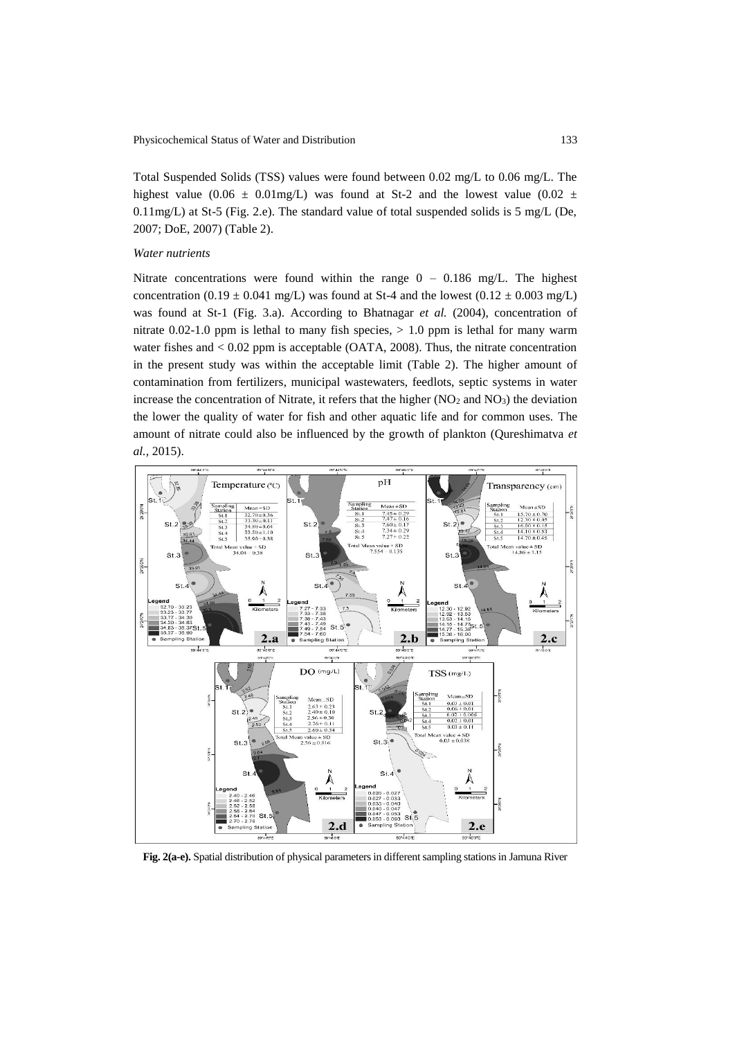Total Suspended Solids (TSS) values were found between 0.02 mg/L to 0.06 mg/L. The highest value (0.06 ± 0.01mg/L) was found at St-2 and the lowest value (0.02 ± 0.11mg/L) at St-5 (Fig. 2.e). The standard value of total suspended solids is 5 mg/L (De, 2007; DoE, 2007) (Table 2).

*Water nutrients*

Nitrate concentrations were found within the range 0 – 0.186 mg/L. The highest concentration (0.19 ± 0.041 mg/L) was found at St-4 and the lowest (0.12 ± 0.003 mg/L) was found at St-1 (Fig. 3.a). According to Bhatnagar *et al.* (2004), concentration of nitrate 0.02-1.0 ppm is lethal to many fish species, > 1.0 ppm is lethal for many warm water fishes and < 0.02 ppm is acceptable (OATA, 2008). Thus, the nitrate concentration in the present study was within the acceptable limit (Table 2). The higher amount of contamination from fertilizers, municipal wastewaters, feedlots, septic systems in water increase the concentration of Nitrate, it refers that the higher ($NO_2$ and $NO_3$) the deviation the lower the quality of water for fish and other aquatic life and for common uses. The amount of nitrate could also be influenced by the growth of plankton (Qureshimatva *et al.*, 2015).

**Fig. 2(a-e).** Spatial distribution of physical parameters in different sampling stations in Jamuna River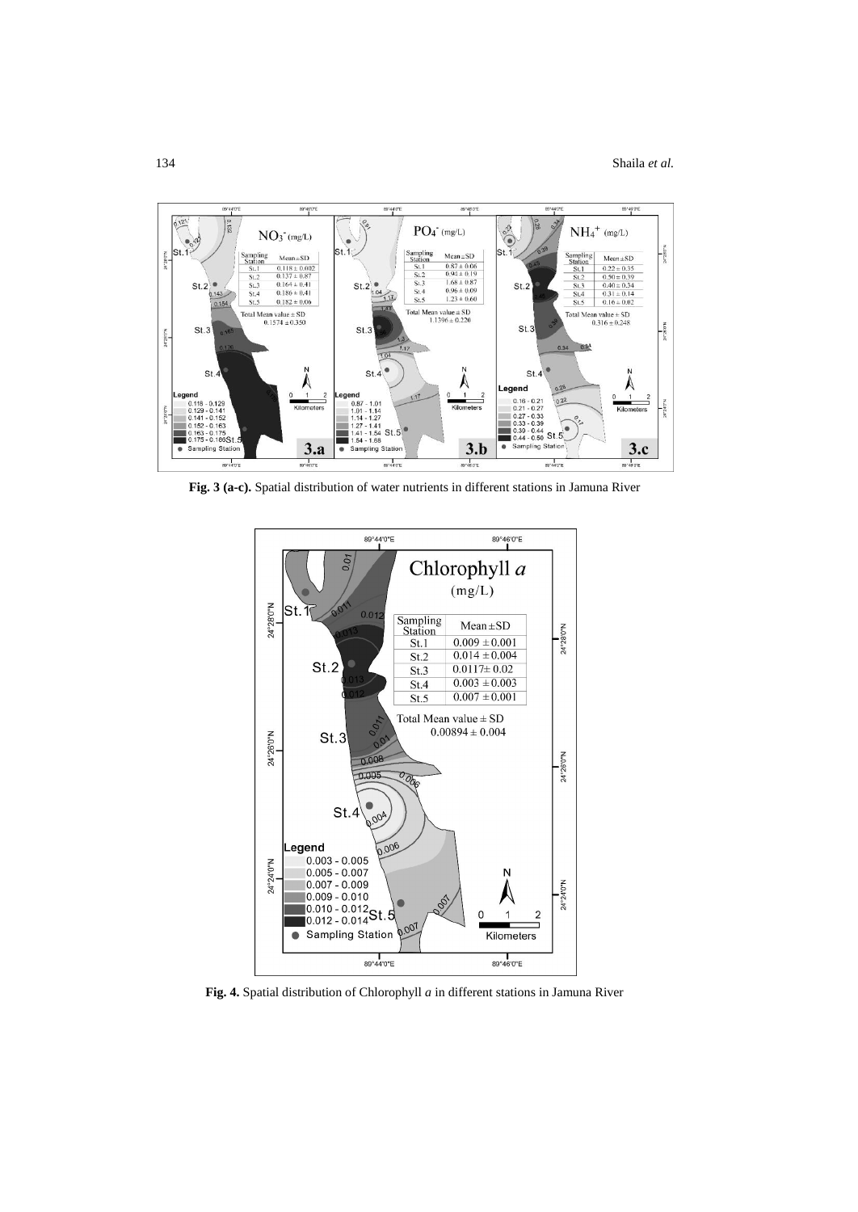**Fig. 3 (a-c).** Spatial distribution of water nutrients in different stations in Jamuna River

**Fig. 4.** Spatial distribution of Chlorophyll *a* in different stations in Jamuna River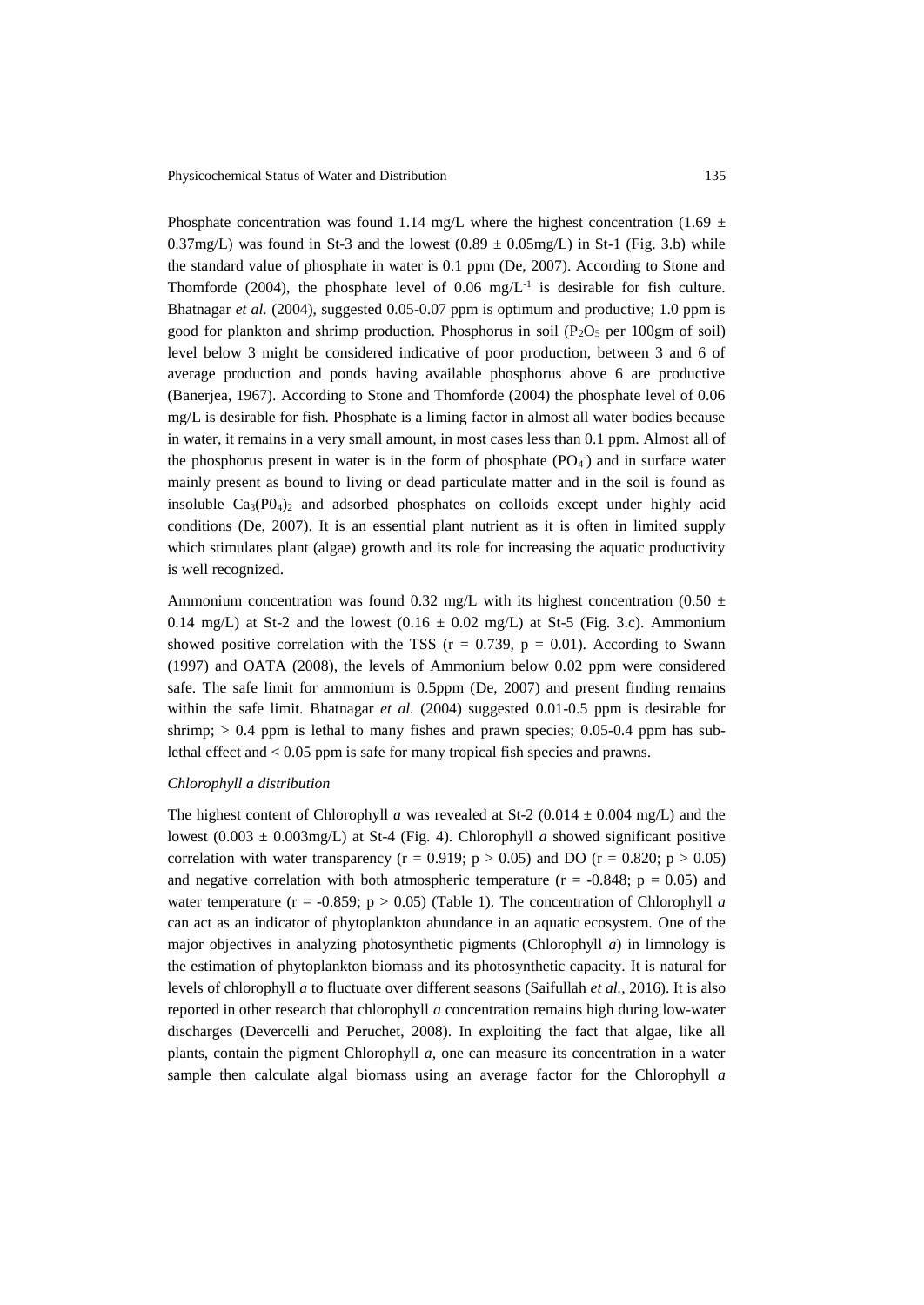Phosphate concentration was found 1.14 mg/L where the highest concentration (1.69 ± 0.37mg/L) was found in St-3 and the lowest (0.89 ± 0.05mg/L) in St-1 (Fig. 3.b) while the standard value of phosphate in water is 0.1 ppm (De, 2007). According to Stone and Thomforde (2004), the phosphate level of 0.06 $mg/L^{-1}$ is desirable for fish culture. Bhatnagar *et al.* (2004), suggested 0.05-0.07 ppm is optimum and productive; 1.0 ppm is good for plankton and shrimp production. Phosphorus in soil ($P_2O_5$ per 100gm of soil) level below 3 might be considered indicative of poor production, between 3 and 6 of average production and ponds having available phosphorus above 6 are productive (Banerjea, 1967). According to Stone and Thomforde (2004) the phosphate level of 0.06 mg/L is desirable for fish. Phosphate is a liming factor in almost all water bodies because in water, it remains in a very small amount, in most cases less than 0.1 ppm. Almost all of the phosphorus present in water is in the form of phosphate ($PO_4^-$) and in surface water mainly present as bound to living or dead particulate matter and in the soil is found as insoluble $Ca_3(P0_4)_2$ and adsorbed phosphates on colloids except under highly acid conditions (De, 2007). It is an essential plant nutrient as it is often in limited supply which stimulates plant (algae) growth and its role for increasing the aquatic productivity is well recognized.

Ammonium concentration was found 0.32 mg/L with its highest concentration (0.50 ± 0.14 mg/L) at St-2 and the lowest (0.16 ± 0.02 mg/L) at St-5 (Fig. 3.c). Ammonium showed positive correlation with the TSS ($r = 0.739$, $p = 0.01$). According to Swann (1997) and OATA (2008), the levels of Ammonium below 0.02 ppm were considered safe. The safe limit for ammonium is 0.5ppm (De, 2007) and present finding remains within the safe limit. Bhatnagar *et al.* (2004) suggested 0.01-0.5 ppm is desirable for shrimp; > 0.4 ppm is lethal to many fishes and prawn species; 0.05-0.4 ppm has sub-lethal effect and < 0.05 ppm is safe for many tropical fish species and prawns.

*Chlorophyll a distribution*

The highest content of Chlorophyll *a* was revealed at St-2 (0.014 ± 0.004 mg/L) and the lowest (0.003 ± 0.003mg/L) at St-4 (Fig. 4). Chlorophyll *a* showed significant positive correlation with water transparency ($r = 0.919$; $p > 0.05$) and DO ($r = 0.820$; $p > 0.05$) and negative correlation with both atmospheric temperature ($r = -0.848$; $p = 0.05$) and water temperature ($r = -0.859$; $p > 0.05$) (Table 1). The concentration of Chlorophyll *a* can act as an indicator of phytoplankton abundance in an aquatic ecosystem. One of the major objectives in analyzing photosynthetic pigments (Chlorophyll *a*) in limnology is the estimation of phytoplankton biomass and its photosynthetic capacity. It is natural for levels of chlorophyll *a* to fluctuate over different seasons (Saifullah *et al.*, 2016). It is also reported in other research that chlorophyll *a* concentration remains high during low-water discharges (Devercelli and Peruchet, 2008). In exploiting the fact that algae, like all plants, contain the pigment Chlorophyll *a*, one can measure its concentration in a water sample then calculate algal biomass using an average factor for the Chlorophyll *a*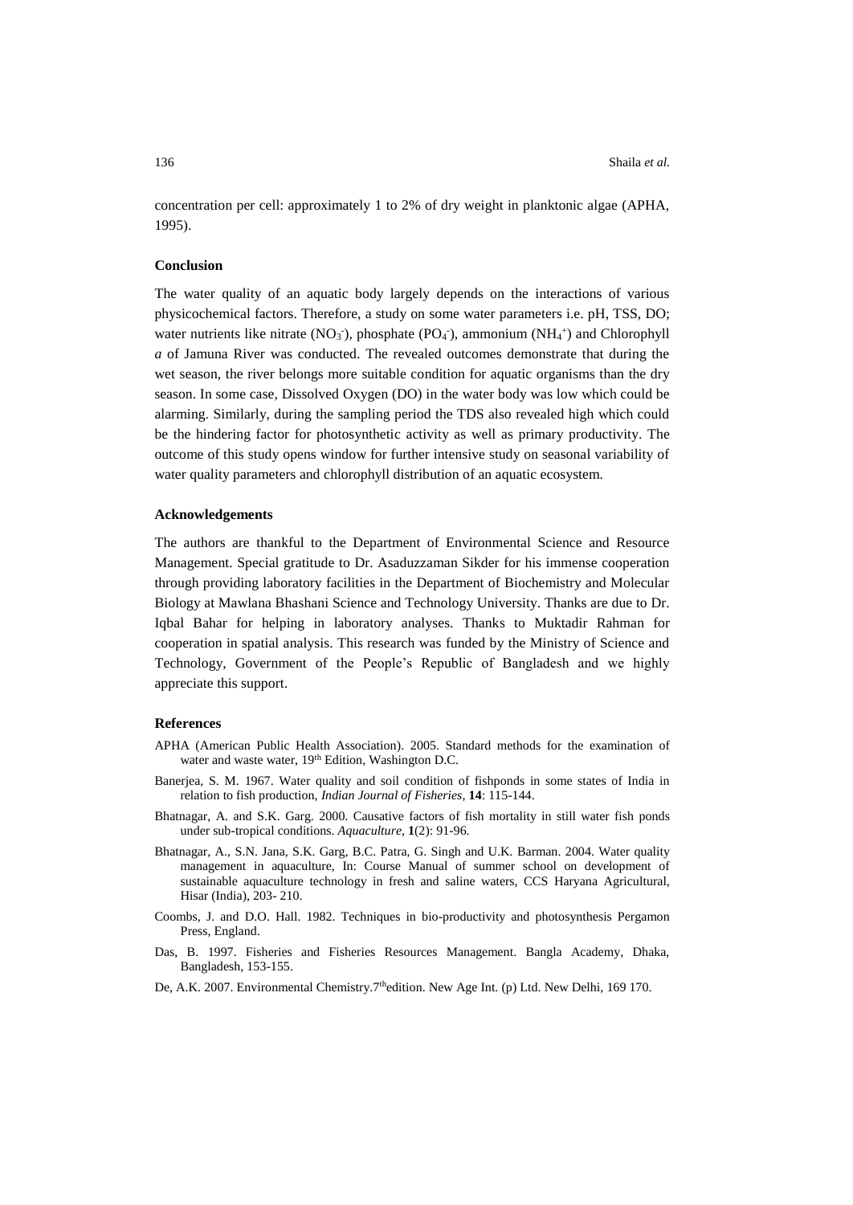concentration per cell: approximately 1 to 2% of dry weight in planktonic algae (APHA, 1995).

### Conclusion

The water quality of an aquatic body largely depends on the interactions of various physicochemical factors. Therefore, a study on some water parameters i.e. pH, TSS, DO; water nutrients like nitrate ($NO_3^-$), phosphate ($PO_4^-$), ammonium ($NH_4^+$) and Chlorophyll *a* of Jamuna River was conducted. The revealed outcomes demonstrate that during the wet season, the river belongs more suitable condition for aquatic organisms than the dry season. In some case, Dissolved Oxygen (DO) in the water body was low which could be alarming. Similarly, during the sampling period the TDS also revealed high which could be the hindering factor for photosynthetic activity as well as primary productivity. The outcome of this study opens window for further intensive study on seasonal variability of water quality parameters and chlorophyll distribution of an aquatic ecosystem.

### Acknowledgements

The authors are thankful to the Department of Environmental Science and Resource Management. Special gratitude to Dr. Asaduzzaman Sikder for his immense cooperation through providing laboratory facilities in the Department of Biochemistry and Molecular Biology at Mawlana Bhashani Science and Technology University. Thanks are due to Dr. Iqbal Bahar for helping in laboratory analyses. Thanks to Muktadir Rahman for cooperation in spatial analysis. This research was funded by the Ministry of Science and Technology, Government of the People's Republic of Bangladesh and we highly appreciate this support.

### References

APHA (American Public Health Association). 2005. Standard methods for the examination of water and waste water, 19th Edition, Washington D.C.

Banerjea, S. M. 1967. Water quality and soil condition of fishponds in some states of India in relation to fish production, *Indian Journal of Fisheries*, **14**: 115-144.

Bhatnagar, A. and S.K. Garg. 2000. Causative factors of fish mortality in still water fish ponds under sub-tropical conditions. *Aquaculture*, **1**(2): 91-96.

Bhatnagar, A., S.N. Jana, S.K. Garg, B.C. Patra, G. Singh and U.K. Barman. 2004. Water quality management in aquaculture, In: Course Manual of summer school on development of sustainable aquaculture technology in fresh and saline waters, CCS Haryana Agricultural, Hisar (India), 203- 210.

Coombs, J. and D.O. Hall. 1982. Techniques in bio-productivity and photosynthesis Pergamon Press, England.

Das, B. 1997. Fisheries and Fisheries Resources Management. Bangla Academy, Dhaka, Bangladesh, 153-155.

De, A.K. 2007. Environmental Chemistry.7thedition. New Age Int. (p) Ltd. New Delhi, 169 170.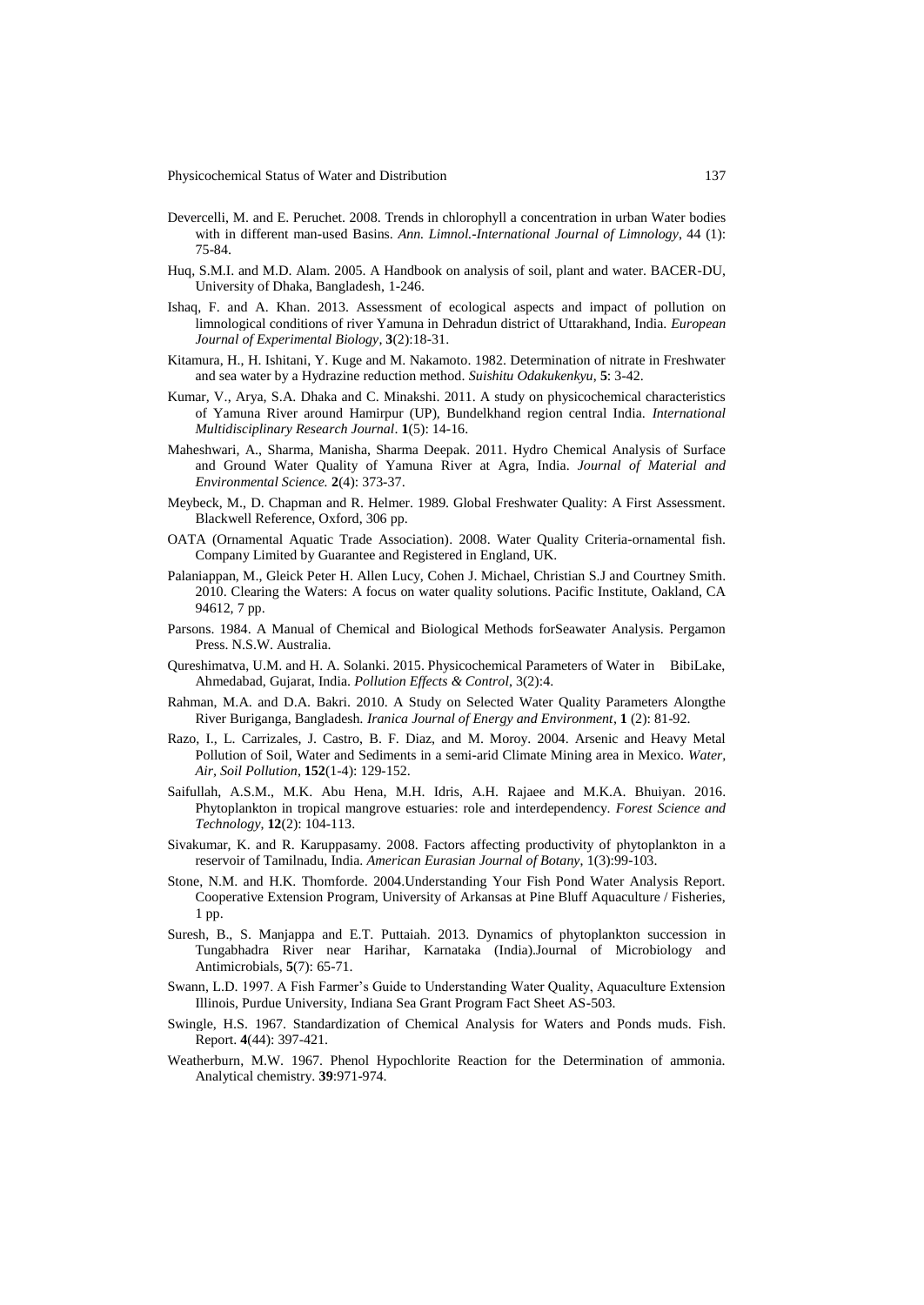Devercelli, M. and E. Peruchet. 2008. Trends in chlorophyll a concentration in urban Water bodies with in different man-used Basins. *Ann. Limnol.-International Journal of Limnology*, 44 (1): 75-84.

Huq, S.M.I. and M.D. Alam. 2005. A Handbook on analysis of soil, plant and water. BACER-DU, University of Dhaka, Bangladesh, 1-246.

Ishaq, F. and A. Khan. 2013. Assessment of ecological aspects and impact of pollution on limnological conditions of river Yamuna in Dehradun district of Uttarakhand, India. *European Journal of Experimental Biology*, **3**(2):18-31.

Kitamura, H., H. Ishitani, Y. Kuge and M. Nakamoto. 1982. Determination of nitrate in Freshwater and sea water by a Hydrazine reduction method. *Suishitu Odakukenkyu*, **5**: 3-42.

Kumar, V., Arya, S.A. Dhaka and C. Minakshi. 2011. A study on physicochemical characteristics of Yamuna River around Hamirpur (UP), Bundelkhand region central India. *International Multidisciplinary Research Journal*. **1**(5): 14-16.

Maheshwari, A., Sharma, Manisha, Sharma Deepak. 2011. Hydro Chemical Analysis of Surface and Ground Water Quality of Yamuna River at Agra, India. *Journal of Material and Environmental Science.* **2**(4): 373-37.

Meybeck, M., D. Chapman and R. Helmer. 1989. Global Freshwater Quality: A First Assessment. Blackwell Reference, Oxford, 306 pp.

OATA (Ornamental Aquatic Trade Association). 2008. Water Quality Criteria-ornamental fish. Company Limited by Guarantee and Registered in England, UK.

Palaniappan, M., Gleick Peter H. Allen Lucy, Cohen J. Michael, Christian S.J and Courtney Smith. 2010. Clearing the Waters: A focus on water quality solutions. Pacific Institute, Oakland, CA 94612, 7 pp.

Parsons. 1984. A Manual of Chemical and Biological Methods forSeawater Analysis. Pergamon Press. N.S.W. Australia.

Qureshimatva, U.M. and H. A. Solanki. 2015. Physicochemical Parameters of Water in BibiLake, Ahmedabad, Gujarat, India. *Pollution Effects & Control*, 3(2):4.

Rahman, M.A. and D.A. Bakri. 2010. A Study on Selected Water Quality Parameters Alongthe River Buriganga, Bangladesh. *Iranica Journal of Energy and Environment*, **1** (2): 81-92.

Razo, I., L. Carrizales, J. Castro, B. F. Diaz, and M. Moroy. 2004. Arsenic and Heavy Metal Pollution of Soil, Water and Sediments in a semi-arid Climate Mining area in Mexico. *Water, Air, Soil Pollution*, **152**(1-4): 129-152.

Saifullah, A.S.M., M.K. Abu Hena, M.H. Idris, A.H. Rajaee and M.K.A. Bhuiyan. 2016. Phytoplankton in tropical mangrove estuaries: role and interdependency. *Forest Science and Technology*, **12**(2): 104-113.

Sivakumar, K. and R. Karuppasamy. 2008. Factors affecting productivity of phytoplankton in a reservoir of Tamilnadu, India. *American Eurasian Journal of Botany*, 1(3):99-103.

Stone, N.M. and H.K. Thomforde. 2004.Understanding Your Fish Pond Water Analysis Report. Cooperative Extension Program, University of Arkansas at Pine Bluff Aquaculture / Fisheries, 1 pp.

Suresh, B., S. Manjappa and E.T. Puttaiah. 2013. Dynamics of phytoplankton succession in Tungabhadra River near Harihar, Karnataka (India).Journal of Microbiology and Antimicrobials, **5**(7): 65-71.

Swann, L.D. 1997. A Fish Farmer's Guide to Understanding Water Quality, Aquaculture Extension Illinois, Purdue University, Indiana Sea Grant Program Fact Sheet AS-503.

Swingle, H.S. 1967. Standardization of Chemical Analysis for Waters and Ponds muds. Fish. Report. **4**(44): 397-421.

Weatherburn, M.W. 1967. Phenol Hypochlorite Reaction for the Determination of ammonia. Analytical chemistry. **39**:971-974.